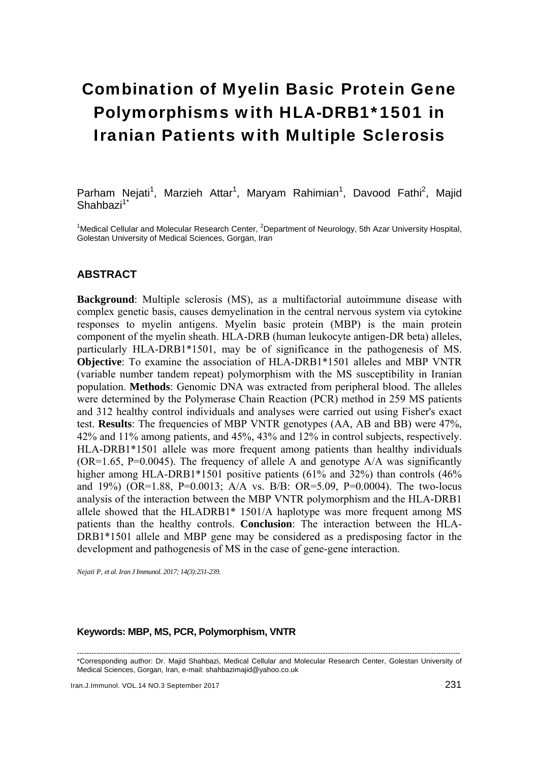# Combination of Myelin Basic Protein Gene Polymorphisms with HLA-DRB1*1501 in Iranian Patients with Multiple Sclerosis

Parham Nejati[1], Marzieh Attar[1], Maryam Rahimian[1], Davood Fathi[2], Majid Shahbazi[1*]

[1]Medical Cellular and Molecular Research Center, [2]Department of Neurology, 5th Azar University Hospital, Golestan University of Medical Sciences, Gorgan, Iran

## ABSTRACT

**Background**: Multiple sclerosis (MS), as a multifactorial autoimmune disease with complex genetic basis, causes demyelination in the central nervous system via cytokine responses to myelin antigens. Myelin basic protein (MBP) is the main protein component of the myelin sheath. HLA-DRB (human leukocyte antigen-DR beta) alleles, particularly HLA-DRB1*1501, may be of significance in the pathogenesis of MS. **Objective**: To examine the association of HLA-DRB1*1501 alleles and MBP VNTR (variable number tandem repeat) polymorphism with the MS susceptibility in Iranian population. **Methods**: Genomic DNA was extracted from peripheral blood. The alleles were determined by the Polymerase Chain Reaction (PCR) method in 259 MS patients and 312 healthy control individuals and analyses were carried out using Fisher's exact test. **Results**: The frequencies of MBP VNTR genotypes (AA, AB and BB) were 47%, 42% and 11% among patients, and 45%, 43% and 12% in control subjects, respectively. HLA-DRB1*1501 allele was more frequent among patients than healthy individuals (OR=1.65, P=0.0045). The frequency of allele A and genotype A/A was significantly higher among HLA-DRB1*1501 positive patients (61% and 32%) than controls (46% and 19%) (OR=1.88, P=0.0013; A/A vs. B/B: OR=5.09, P=0.0004). The two-locus analysis of the interaction between the MBP VNTR polymorphism and the HLA-DRB1 allele showed that the HLADRB1* 1501/A haplotype was more frequent among MS patients than the healthy controls. **Conclusion**: The interaction between the HLA-DRB1*1501 allele and MBP gene may be considered as a predisposing factor in the development and pathogenesis of MS in the case of gene-gene interaction.

*Nejati P, et al. Iran J Immunol. 2017; 14(3):231-239.*

**Keywords: MBP, MS, PCR, Polymorphism, VNTR**

---

*Corresponding author: Dr. Majid Shahbazi, Medical Cellular and Molecular Research Center, Golestan University of Medical Sciences, Gorgan, Iran, e-mail: shahbazimajid@yahoo.co.uk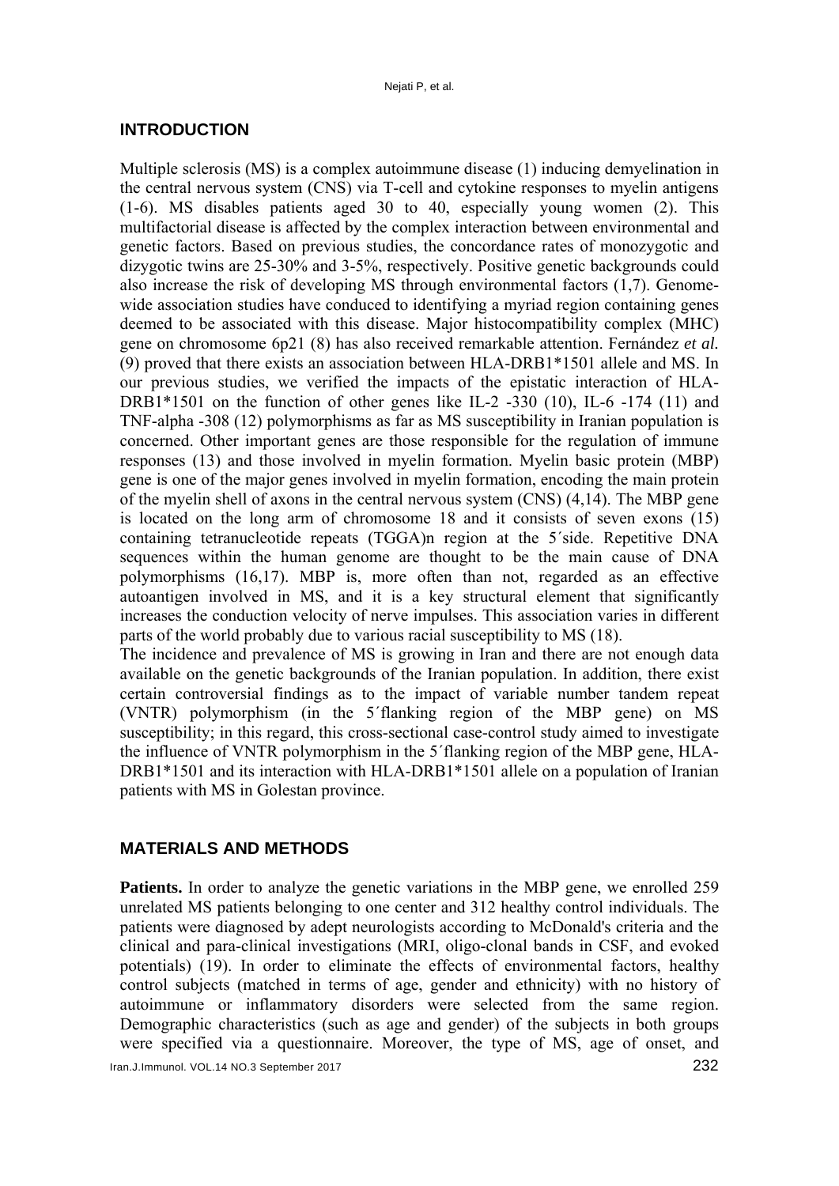## INTRODUCTION

Multiple sclerosis (MS) is a complex autoimmune disease (1) inducing demyelination in the central nervous system (CNS) via T-cell and cytokine responses to myelin antigens (1-6). MS disables patients aged 30 to 40, especially young women (2). This multifactorial disease is affected by the complex interaction between environmental and genetic factors. Based on previous studies, the concordance rates of monozygotic and dizygotic twins are 25-30% and 3-5%, respectively. Positive genetic backgrounds could also increase the risk of developing MS through environmental factors (1,7). Genome-wide association studies have conduced to identifying a myriad region containing genes deemed to be associated with this disease. Major histocompatibility complex (MHC) gene on chromosome 6p21 (8) has also received remarkable attention. Fernández *et al.* (9) proved that there exists an association between HLA-DRB1*1501 allele and MS. In our previous studies, we verified the impacts of the epistatic interaction of HLA-DRB1*1501 on the function of other genes like IL-2 -330 (10), IL-6 -174 (11) and TNF-alpha -308 (12) polymorphisms as far as MS susceptibility in Iranian population is concerned. Other important genes are those responsible for the regulation of immune responses (13) and those involved in myelin formation. Myelin basic protein (MBP) gene is one of the major genes involved in myelin formation, encoding the main protein of the myelin shell of axons in the central nervous system (CNS) (4,14). The MBP gene is located on the long arm of chromosome 18 and it consists of seven exons (15) containing tetranucleotide repeats (TGGA)n region at the 5´side. Repetitive DNA sequences within the human genome are thought to be the main cause of DNA polymorphisms (16,17). MBP is, more often than not, regarded as an effective autoantigen involved in MS, and it is a key structural element that significantly increases the conduction velocity of nerve impulses. This association varies in different parts of the world probably due to various racial susceptibility to MS (18).

The incidence and prevalence of MS is growing in Iran and there are not enough data available on the genetic backgrounds of the Iranian population. In addition, there exist certain controversial findings as to the impact of variable number tandem repeat (VNTR) polymorphism (in the 5´flanking region of the MBP gene) on MS susceptibility; in this regard, this cross-sectional case-control study aimed to investigate the influence of VNTR polymorphism in the 5´flanking region of the MBP gene, HLA-DRB1*1501 and its interaction with HLA-DRB1*1501 allele on a population of Iranian patients with MS in Golestan province.

## MATERIALS AND METHODS

**Patients.** In order to analyze the genetic variations in the MBP gene, we enrolled 259 unrelated MS patients belonging to one center and 312 healthy control individuals. The patients were diagnosed by adept neurologists according to McDonald's criteria and the clinical and para-clinical investigations (MRI, oligo-clonal bands in CSF, and evoked potentials) (19). In order to eliminate the effects of environmental factors, healthy control subjects (matched in terms of age, gender and ethnicity) with no history of autoimmune or inflammatory disorders were selected from the same region. Demographic characteristics (such as age and gender) of the subjects in both groups were specified via a questionnaire. Moreover, the type of MS, age of onset, and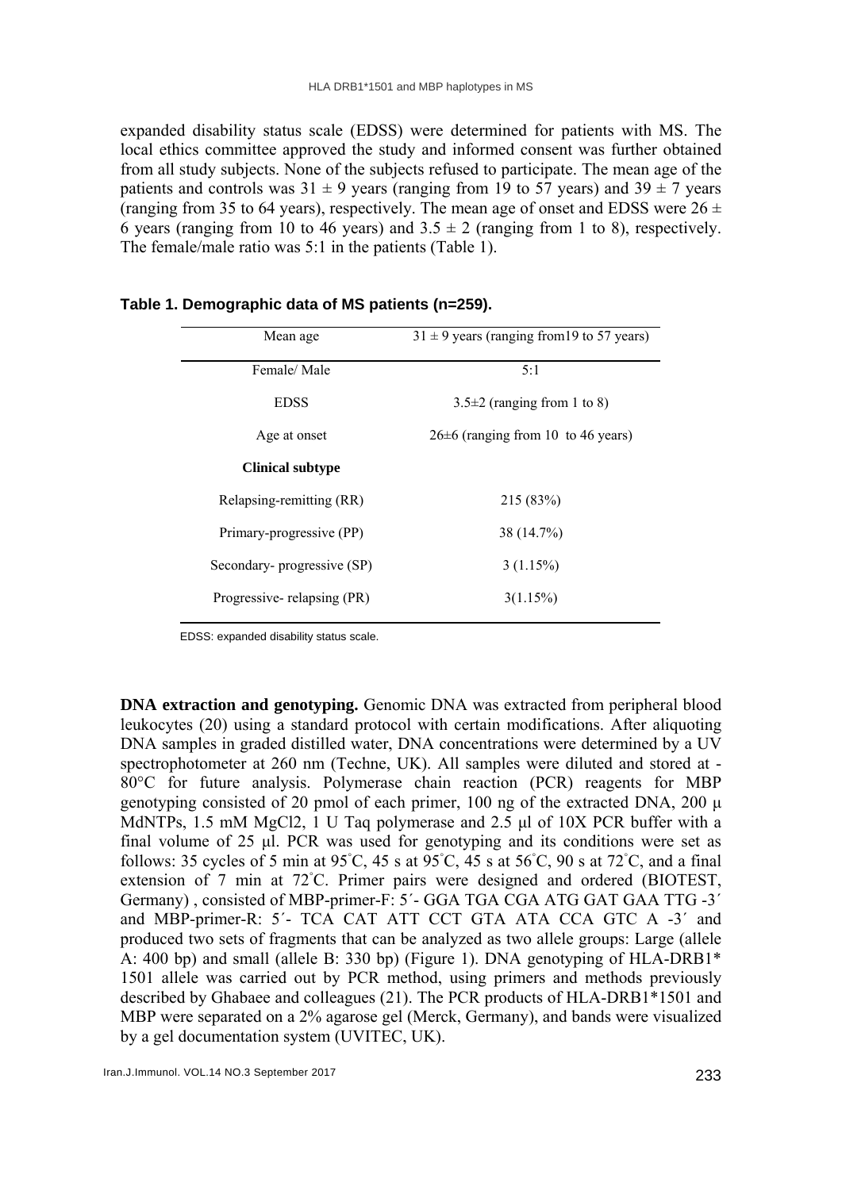expanded disability status scale (EDSS) were determined for patients with MS. The local ethics committee approved the study and informed consent was further obtained from all study subjects. None of the subjects refused to participate. The mean age of the patients and controls was 31 ± 9 years (ranging from 19 to 57 years) and 39 ± 7 years (ranging from 35 to 64 years), respectively. The mean age of onset and EDSS were 26 ± 6 years (ranging from 10 to 46 years) and 3.5 ± 2 (ranging from 1 to 8), respectively. The female/male ratio was 5:1 in the patients (Table 1).

**Table 1. Demographic data of MS patients (n=259).**

| Mean age | 31 ± 9 years (ranging from19 to 57 years) |
|---|---|
| Female/ Male | 5:1 |
| EDSS | 3.5±2 (ranging from 1 to 8) |
| Age at onset | 26±6 (ranging from 10 to 46 years) |
| **Clinical subtype** | |
| Relapsing-remitting (RR) | 215 (83%) |
| Primary-progressive (PP) | 38 (14.7%) |
| Secondary- progressive (SP) | 3 (1.15%) |
| Progressive- relapsing (PR) | 3(1.15%) |

EDSS: expanded disability status scale.

**DNA extraction and genotyping.** Genomic DNA was extracted from peripheral blood leukocytes (20) using a standard protocol with certain modifications. After aliquoting DNA samples in graded distilled water, DNA concentrations were determined by a UV spectrophotometer at 260 nm (Techne, UK). All samples were diluted and stored at -80°C for future analysis. Polymerase chain reaction (PCR) reagents for MBP genotyping consisted of 20 pmol of each primer, 100 ng of the extracted DNA, 200 µ MdNTPs, 1.5 mM $MgCl_2$, 1 U Taq polymerase and 2.5 µl of 10X PCR buffer with a final volume of 25 µl. PCR was used for genotyping and its conditions were set as follows: 35 cycles of 5 min at 95°C, 45 s at 95°C, 45 s at 56°C, 90 s at 72°C, and a final extension of 7 min at 72°C. Primer pairs were designed and ordered (BIOTEST, Germany) , consisted of MBP-primer-F: 5´- GGA TGA CGA ATG GAT GAA TTG -3´ and MBP-primer-R: 5´- TCA CAT ATT CCT GTA ATA CCA GTC A -3´ and produced two sets of fragments that can be analyzed as two allele groups: Large (allele A: 400 bp) and small (allele B: 330 bp) (Figure 1). DNA genotyping of HLA-DRB1* 1501 allele was carried out by PCR method, using primers and methods previously described by Ghabaee and colleagues (21). The PCR products of HLA-DRB1*1501 and MBP were separated on a 2% agarose gel (Merck, Germany), and bands were visualized by a gel documentation system (UVITEC, UK).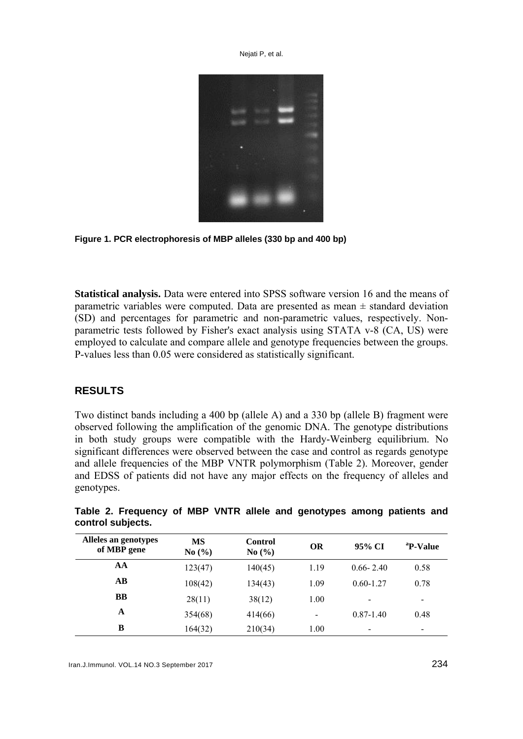**Figure 1. PCR electrophoresis of MBP alleles (330 bp and 400 bp)**

**Statistical analysis.** Data were entered into SPSS software version 16 and the means of parametric variables were computed. Data are presented as mean ± standard deviation (SD) and percentages for parametric and non-parametric values, respectively. Non-parametric tests followed by Fisher's exact analysis using STATA v-8 (CA, US) were employed to calculate and compare allele and genotype frequencies between the groups. P-values less than 0.05 were considered as statistically significant.

## RESULTS

Two distinct bands including a 400 bp (allele A) and a 330 bp (allele B) fragment were observed following the amplification of the genomic DNA. The genotype distributions in both study groups were compatible with the Hardy-Weinberg equilibrium. No significant differences were observed between the case and control as regards genotype and allele frequencies of the MBP VNTR polymorphism (Table 2). Moreover, gender and EDSS of patients did not have any major effects on the frequency of alleles and genotypes.

**Table 2. Frequency of MBP VNTR allele and genotypes among patients and control subjects.**

| Alleles an genotypes of MBP gene | MS No (%) | Control No (%) | OR | 95% CI | [a]P-Value |
|---|---|---|---|---|---|
| **AA** | 123(47) | 140(45) | 1.19 | 0.66- 2.40 | 0.58 |
| **AB** | 108(42) | 134(43) | 1.09 | 0.60-1.27 | 0.78 |
| **BB** | 28(11) | 38(12) | 1.00 | - | - |
| **A** | 354(68) | 414(66) | - | 0.87-1.40 | 0.48 |
| **B** | 164(32) | 210(34) | 1.00 | - | - |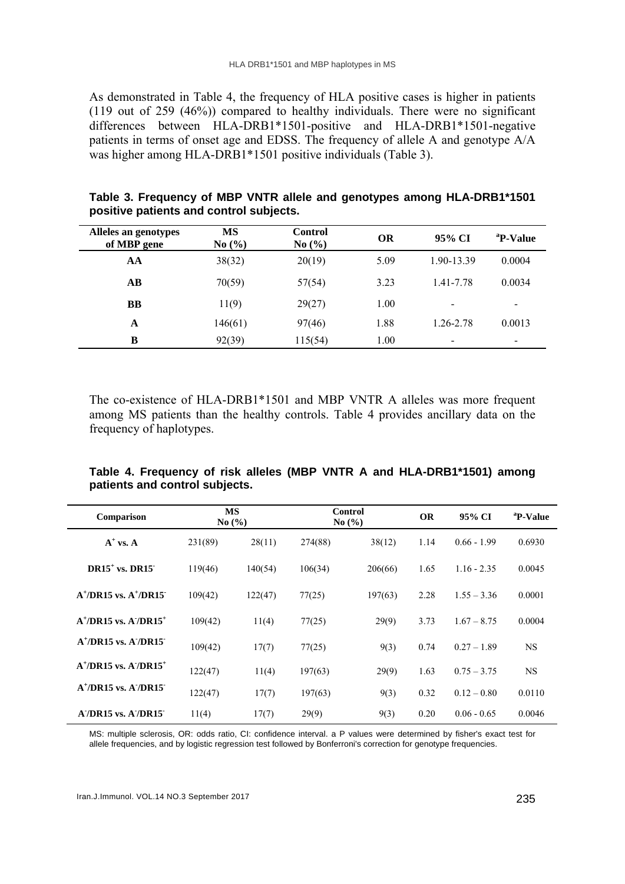As demonstrated in Table 4, the frequency of HLA positive cases is higher in patients (119 out of 259 (46%)) compared to healthy individuals. There were no significant differences between HLA-DRB1*1501-positive and HLA-DRB1*1501-negative patients in terms of onset age and EDSS. The frequency of allele A and genotype A/A was higher among HLA-DRB1*1501 positive individuals (Table 3).

**Table 3. Frequency of MBP VNTR allele and genotypes among HLA-DRB1*1501 positive patients and control subjects.**

| Alleles an genotypes of MBP gene | MS No (%) | Control No (%) | OR | 95% CI | [a]P-Value |
|---|---|---|---|---|---|
| **AA** | 38(32) | 20(19) | 5.09 | 1.90-13.39 | 0.0004 |
| **AB** | 70(59) | 57(54) | 3.23 | 1.41-7.78 | 0.0034 |
| **BB** | 11(9) | 29(27) | 1.00 | - | - |
| **A** | 146(61) | 97(46) | 1.88 | 1.26-2.78 | 0.0013 |
| **B** | 92(39) | 115(54) | 1.00 | - | - |

The co-existence of HLA-DRB1*1501 and MBP VNTR A alleles was more frequent among MS patients than the healthy controls. Table 4 provides ancillary data on the frequency of haplotypes.

**Table 4. Frequency of risk alleles (MBP VNTR A and HLA-DRB1*1501) among patients and control subjects.**

| Comparison | MS No (%) | | Control No (%) | | OR | 95% CI | [a]P-Value |
|---|---|---|---|---|---|---|---|
| $A^+$ vs. A | 231(89) | 28(11) | 274(88) | 38(12) | 1.14 | 0.66 - 1.99 | 0.6930 |
| $DR15^+$ vs. $DR15^-$ | 119(46) | 140(54) | 106(34) | 206(66) | 1.65 | 1.16 - 2.35 | 0.0045 |
| $A^+$/DR15 vs. $A^+/DR15^-$ | 109(42) | 122(47) | 77(25) | 197(63) | 2.28 | 1.55 – 3.36 | 0.0001 |
| $A^+$/DR15 vs. $A^-/DR15^+$ | 109(42) | 11(4) | 77(25) | 29(9) | 3.73 | 1.67 – 8.75 | 0.0004 |
| $A^+$/DR15 vs. $A^-/DR15^-$ | 109(42) | 17(7) | 77(25) | 9(3) | 0.74 | 0.27 – 1.89 | NS |
| $A^+$/DR15 vs. $A^-/DR15^+$ | 122(47) | 11(4) | 197(63) | 29(9) | 1.63 | 0.75 – 3.75 | NS |
| $A^+$/DR15 vs. $A^-/DR15^-$ | 122(47) | 17(7) | 197(63) | 9(3) | 0.32 | 0.12 – 0.80 | 0.0110 |
| $A^-$/DR15 vs. $A^-/DR15^-$ | 11(4) | 17(7) | 29(9) | 9(3) | 0.20 | 0.06 - 0.65 | 0.0046 |

MS: multiple sclerosis, OR: odds ratio, CI: confidence interval. a P values were determined by fisher's exact test for allele frequencies, and by logistic regression test followed by Bonferroni's correction for genotype frequencies.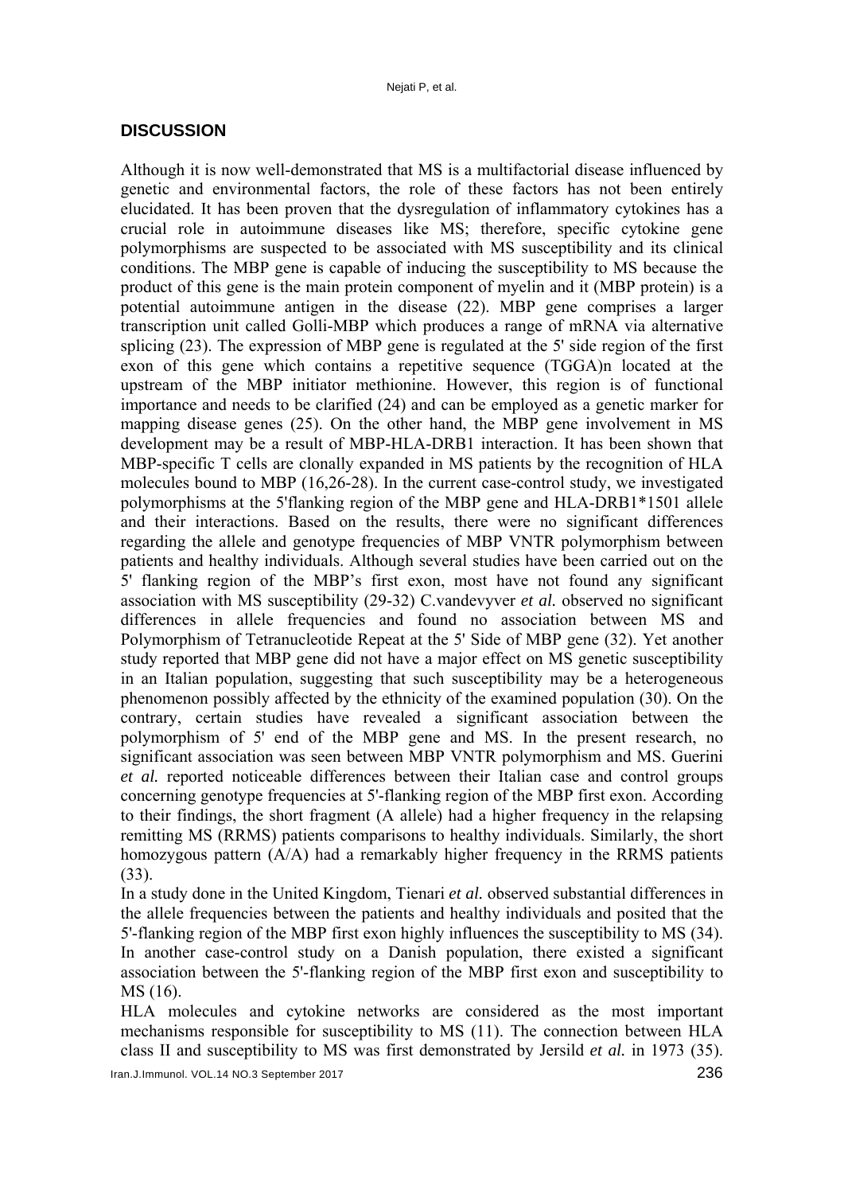## DISCUSSION

Although it is now well-demonstrated that MS is a multifactorial disease influenced by genetic and environmental factors, the role of these factors has not been entirely elucidated. It has been proven that the dysregulation of inflammatory cytokines has a crucial role in autoimmune diseases like MS; therefore, specific cytokine gene polymorphisms are suspected to be associated with MS susceptibility and its clinical conditions. The MBP gene is capable of inducing the susceptibility to MS because the product of this gene is the main protein component of myelin and it (MBP protein) is a potential autoimmune antigen in the disease (22). MBP gene comprises a larger transcription unit called Golli-MBP which produces a range of mRNA via alternative splicing (23). The expression of MBP gene is regulated at the 5' side region of the first exon of this gene which contains a repetitive sequence (TGGA)n located at the upstream of the MBP initiator methionine. However, this region is of functional importance and needs to be clarified (24) and can be employed as a genetic marker for mapping disease genes (25). On the other hand, the MBP gene involvement in MS development may be a result of MBP-HLA-DRB1 interaction. It has been shown that MBP-specific T cells are clonally expanded in MS patients by the recognition of HLA molecules bound to MBP (16,26-28). In the current case-control study, we investigated polymorphisms at the 5'flanking region of the MBP gene and HLA-DRB1*1501 allele and their interactions. Based on the results, there were no significant differences regarding the allele and genotype frequencies of MBP VNTR polymorphism between patients and healthy individuals. Although several studies have been carried out on the 5' flanking region of the MBP's first exon, most have not found any significant association with MS susceptibility (29-32) C.vandevyver *et al.* observed no significant differences in allele frequencies and found no association between MS and Polymorphism of Tetranucleotide Repeat at the 5' Side of MBP gene (32). Yet another study reported that MBP gene did not have a major effect on MS genetic susceptibility in an Italian population, suggesting that such susceptibility may be a heterogeneous phenomenon possibly affected by the ethnicity of the examined population (30). On the contrary, certain studies have revealed a significant association between the polymorphism of 5' end of the MBP gene and MS. In the present research, no significant association was seen between MBP VNTR polymorphism and MS. Guerini *et al.* reported noticeable differences between their Italian case and control groups concerning genotype frequencies at 5'-flanking region of the MBP first exon. According to their findings, the short fragment (A allele) had a higher frequency in the relapsing remitting MS (RRMS) patients comparisons to healthy individuals. Similarly, the short homozygous pattern (A/A) had a remarkably higher frequency in the RRMS patients (33).

In a study done in the United Kingdom, Tienari *et al.* observed substantial differences in the allele frequencies between the patients and healthy individuals and posited that the 5'-flanking region of the MBP first exon highly influences the susceptibility to MS (34). In another case-control study on a Danish population, there existed a significant association between the 5'-flanking region of the MBP first exon and susceptibility to MS (16).

HLA molecules and cytokine networks are considered as the most important mechanisms responsible for susceptibility to MS (11). The connection between HLA class II and susceptibility to MS was first demonstrated by Jersild *et al.* in 1973 (35).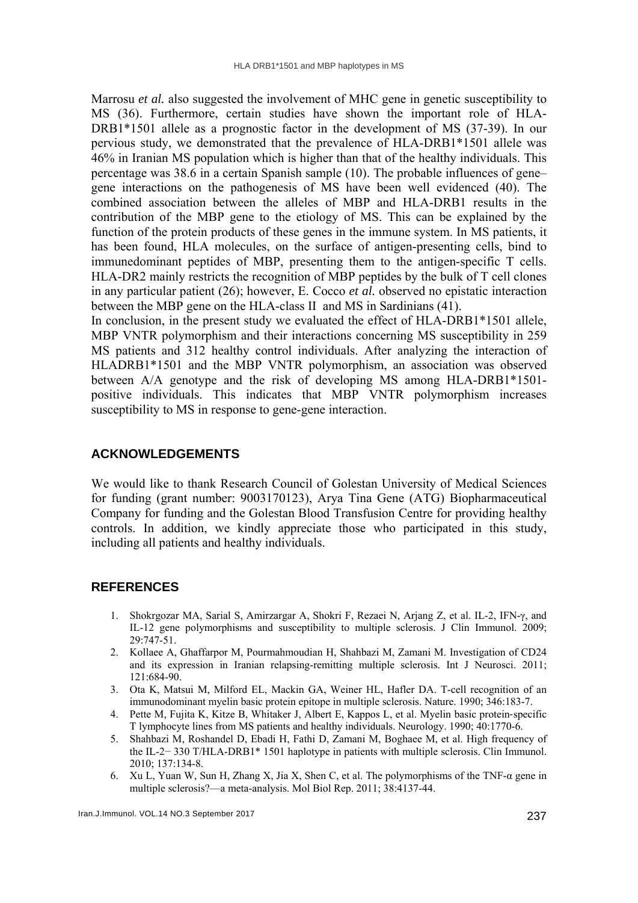Marrosu *et al.* also suggested the involvement of MHC gene in genetic susceptibility to MS (36). Furthermore, certain studies have shown the important role of HLA-DRB1*1501 allele as a prognostic factor in the development of MS (37-39). In our pervious study, we demonstrated that the prevalence of HLA-DRB1*1501 allele was 46% in Iranian MS population which is higher than that of the healthy individuals. This percentage was 38.6 in a certain Spanish sample (10). The probable influences of gene–gene interactions on the pathogenesis of MS have been well evidenced (40). The combined association between the alleles of MBP and HLA-DRB1 results in the contribution of the MBP gene to the etiology of MS. This can be explained by the function of the protein products of these genes in the immune system. In MS patients, it has been found, HLA molecules, on the surface of antigen-presenting cells, bind to immunedominant peptides of MBP, presenting them to the antigen-specific T cells. HLA-DR2 mainly restricts the recognition of MBP peptides by the bulk of T cell clones in any particular patient (26); however, E. Cocco *et al.* observed no epistatic interaction between the MBP gene on the HLA-class II and MS in Sardinians (41).

In conclusion, in the present study we evaluated the effect of HLA-DRB1*1501 allele, MBP VNTR polymorphism and their interactions concerning MS susceptibility in 259 MS patients and 312 healthy control individuals. After analyzing the interaction of HLADRB1*1501 and the MBP VNTR polymorphism, an association was observed between A/A genotype and the risk of developing MS among HLA-DRB1*1501-positive individuals. This indicates that MBP VNTR polymorphism increases susceptibility to MS in response to gene-gene interaction.

## ACKNOWLEDGEMENTS

We would like to thank Research Council of Golestan University of Medical Sciences for funding (grant number: 9003170123), Arya Tina Gene (ATG) Biopharmaceutical Company for funding and the Golestan Blood Transfusion Centre for providing healthy controls. In addition, we kindly appreciate those who participated in this study, including all patients and healthy individuals.

## REFERENCES

1. Shokrgozar MA, Sarial S, Amirzargar A, Shokri F, Rezaei N, Arjang Z, et al. IL-2, IFN-γ, and IL-12 gene polymorphisms and susceptibility to multiple sclerosis. J Clin Immunol. 2009; 29:747-51.
2. Kollaee A, Ghaffarpor M, Pourmahmoudian H, Shahbazi M, Zamani M. Investigation of CD24 and its expression in Iranian relapsing-remitting multiple sclerosis. Int J Neurosci. 2011; 121:684-90.
3. Ota K, Matsui M, Milford EL, Mackin GA, Weiner HL, Hafler DA. T-cell recognition of an immunodominant myelin basic protein epitope in multiple sclerosis. Nature. 1990; 346:183-7.
4. Pette M, Fujita K, Kitze B, Whitaker J, Albert E, Kappos L, et al. Myelin basic protein-specific T lymphocyte lines from MS patients and healthy individuals. Neurology. 1990; 40:1770-6.
5. Shahbazi M, Roshandel D, Ebadi H, Fathi D, Zamani M, Boghaee M, et al. High frequency of the IL-2− 330 T/HLA-DRB1* 1501 haplotype in patients with multiple sclerosis. Clin Immunol. 2010; 137:134-8.
6. Xu L, Yuan W, Sun H, Zhang X, Jia X, Shen C, et al. The polymorphisms of the TNF-α gene in multiple sclerosis?—a meta-analysis. Mol Biol Rep. 2011; 38:4137-44.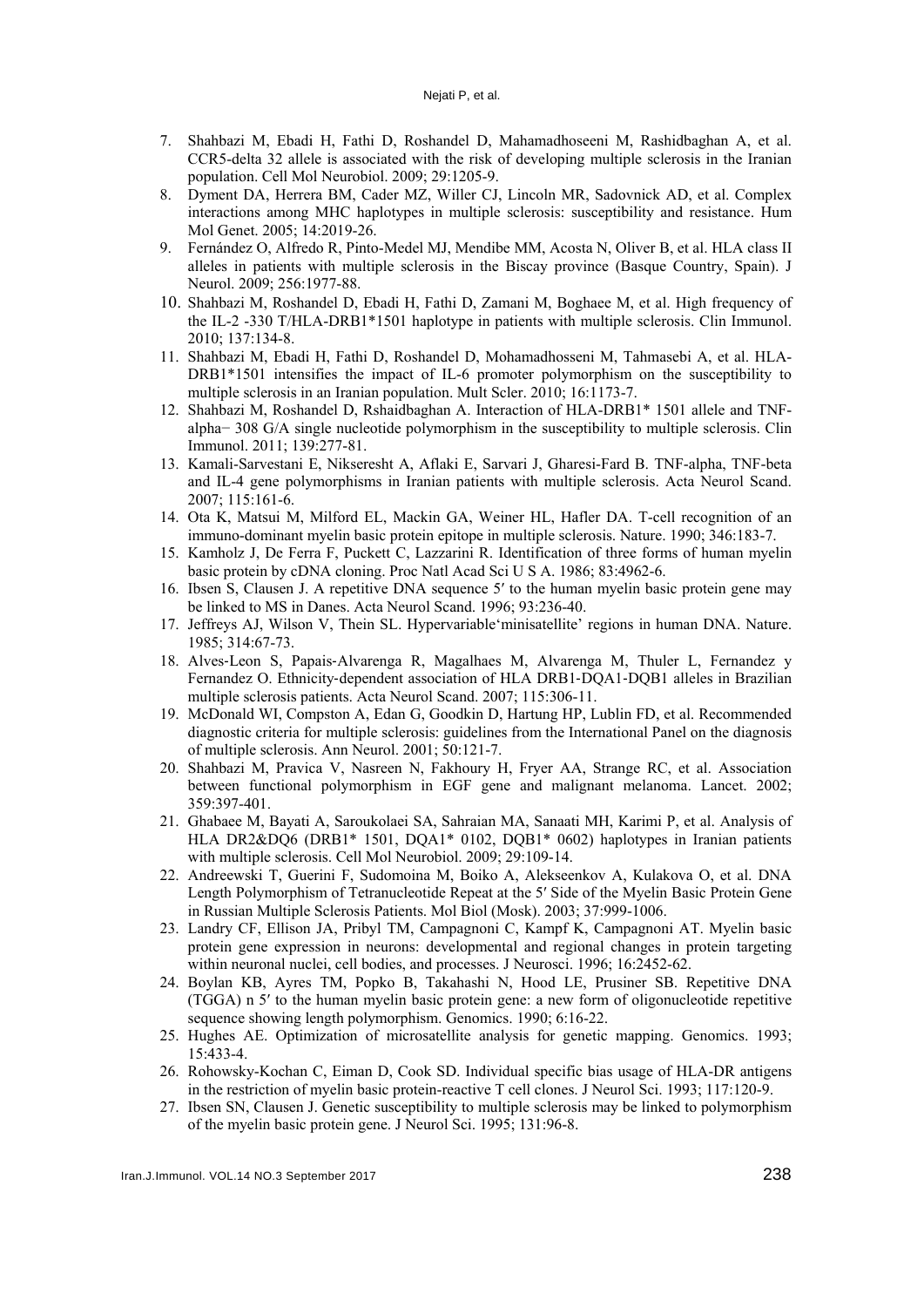7. Shahbazi M, Ebadi H, Fathi D, Roshandel D, Mahamadhoseeni M, Rashidbaghan A, et al. CCR5-delta 32 allele is associated with the risk of developing multiple sclerosis in the Iranian population. Cell Mol Neurobiol. 2009; 29:1205-9.
8. Dyment DA, Herrera BM, Cader MZ, Willer CJ, Lincoln MR, Sadovnick AD, et al. Complex interactions among MHC haplotypes in multiple sclerosis: susceptibility and resistance. Hum Mol Genet. 2005; 14:2019-26.
9. Fernández O, Alfredo R, Pinto-Medel MJ, Mendibe MM, Acosta N, Oliver B, et al. HLA class II alleles in patients with multiple sclerosis in the Biscay province (Basque Country, Spain). J Neurol. 2009; 256:1977-88.
10. Shahbazi M, Roshandel D, Ebadi H, Fathi D, Zamani M, Boghaee M, et al. High frequency of the IL-2 -330 T/HLA-DRB1*1501 haplotype in patients with multiple sclerosis. Clin Immunol. 2010; 137:134-8.
11. Shahbazi M, Ebadi H, Fathi D, Roshandel D, Mohamadhosseni M, Tahmasebi A, et al. HLA-DRB1*1501 intensifies the impact of IL-6 promoter polymorphism on the susceptibility to multiple sclerosis in an Iranian population. Mult Scler. 2010; 16:1173-7.
12. Shahbazi M, Roshandel D, Rshaidbaghan A. Interaction of HLA-DRB1* 1501 allele and TNF-alpha− 308 G/A single nucleotide polymorphism in the susceptibility to multiple sclerosis. Clin Immunol. 2011; 139:277-81.
13. Kamali-Sarvestani E, Nikseresht A, Aflaki E, Sarvari J, Gharesi-Fard B. TNF-alpha, TNF-beta and IL-4 gene polymorphisms in Iranian patients with multiple sclerosis. Acta Neurol Scand. 2007; 115:161-6.
14. Ota K, Matsui M, Milford EL, Mackin GA, Weiner HL, Hafler DA. T-cell recognition of an immuno-dominant myelin basic protein epitope in multiple sclerosis. Nature. 1990; 346:183-7.
15. Kamholz J, De Ferra F, Puckett C, Lazzarini R. Identification of three forms of human myelin basic protein by cDNA cloning. Proc Natl Acad Sci U S A. 1986; 83:4962-6.
16. Ibsen S, Clausen J. A repetitive DNA sequence 5′ to the human myelin basic protein gene may be linked to MS in Danes. Acta Neurol Scand. 1996; 93:236-40.
17. Jeffreys AJ, Wilson V, Thein SL. Hypervariable'minisatellite' regions in human DNA. Nature. 1985; 314:67-73.
18. Alves-Leon S, Papais-Alvarenga R, Magalhaes M, Alvarenga M, Thuler L, Fernandez y Fernandez O. Ethnicity-dependent association of HLA DRB1-DQA1-DQB1 alleles in Brazilian multiple sclerosis patients. Acta Neurol Scand. 2007; 115:306-11.
19. McDonald WI, Compston A, Edan G, Goodkin D, Hartung HP, Lublin FD, et al. Recommended diagnostic criteria for multiple sclerosis: guidelines from the International Panel on the diagnosis of multiple sclerosis. Ann Neurol. 2001; 50:121-7.
20. Shahbazi M, Pravica V, Nasreen N, Fakhoury H, Fryer AA, Strange RC, et al. Association between functional polymorphism in EGF gene and malignant melanoma. Lancet. 2002; 359:397-401.
21. Ghabaee M, Bayati A, Saroukolaei SA, Sahraian MA, Sanaati MH, Karimi P, et al. Analysis of HLA DR2&DQ6 (DRB1* 1501, DQA1* 0102, DQB1* 0602) haplotypes in Iranian patients with multiple sclerosis. Cell Mol Neurobiol. 2009; 29:109-14.
22. Andreewski T, Guerini F, Sudomoina M, Boiko A, Alekseenkov A, Kulakova O, et al. DNA Length Polymorphism of Tetranucleotide Repeat at the 5′ Side of the Myelin Basic Protein Gene in Russian Multiple Sclerosis Patients. Mol Biol (Mosk). 2003; 37:999-1006.
23. Landry CF, Ellison JA, Pribyl TM, Campagnoni C, Kampf K, Campagnoni AT. Myelin basic protein gene expression in neurons: developmental and regional changes in protein targeting within neuronal nuclei, cell bodies, and processes. J Neurosci. 1996; 16:2452-62.
24. Boylan KB, Ayres TM, Popko B, Takahashi N, Hood LE, Prusiner SB. Repetitive DNA (TGGA) n 5′ to the human myelin basic protein gene: a new form of oligonucleotide repetitive sequence showing length polymorphism. Genomics. 1990; 6:16-22.
25. Hughes AE. Optimization of microsatellite analysis for genetic mapping. Genomics. 1993; 15:433-4.
26. Rohowsky-Kochan C, Eiman D, Cook SD. Individual specific bias usage of HLA-DR antigens in the restriction of myelin basic protein-reactive T cell clones. J Neurol Sci. 1993; 117:120-9.
27. Ibsen SN, Clausen J. Genetic susceptibility to multiple sclerosis may be linked to polymorphism of the myelin basic protein gene. J Neurol Sci. 1995; 131:96-8.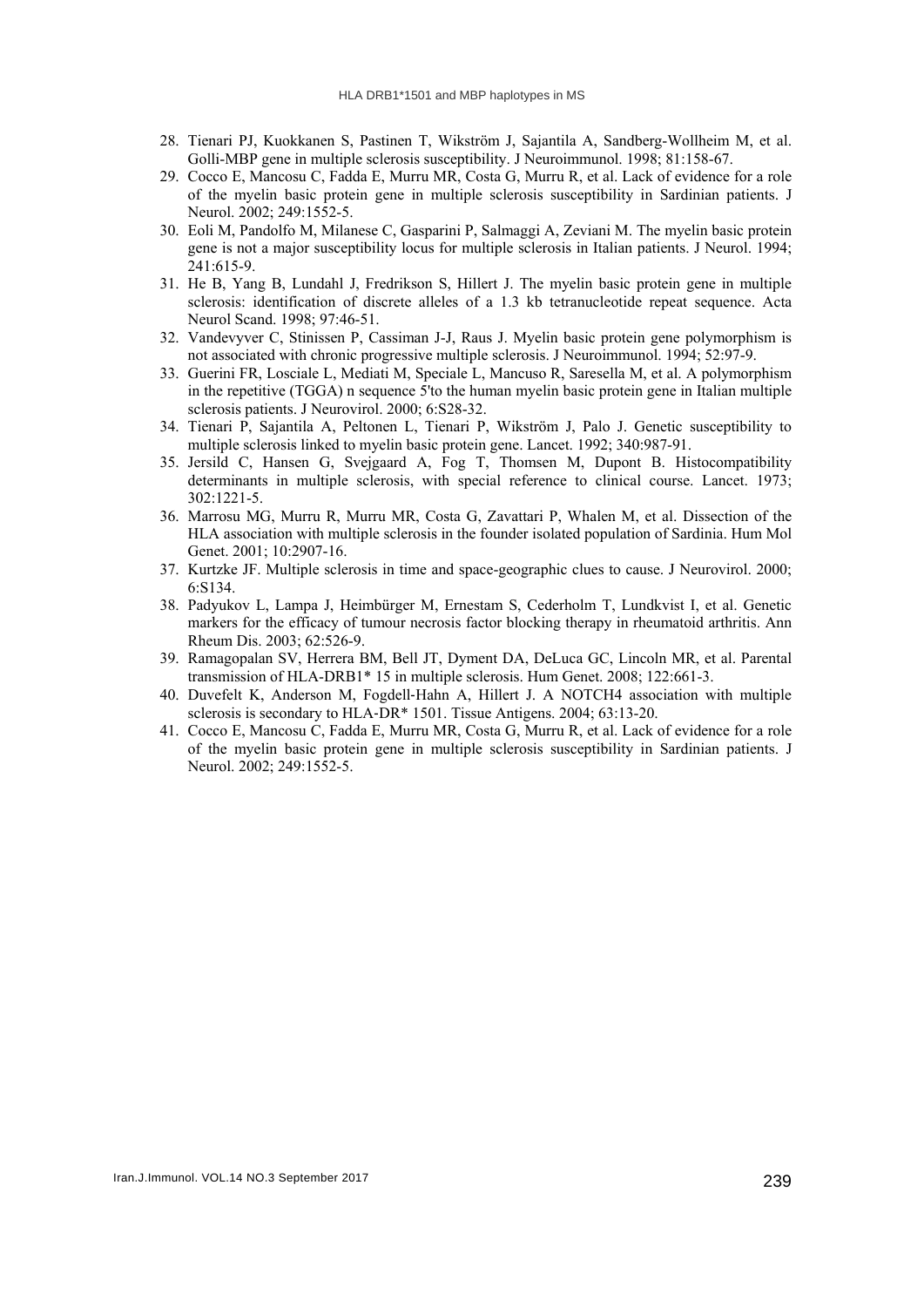28. Tienari PJ, Kuokkanen S, Pastinen T, Wikström J, Sajantila A, Sandberg-Wollheim M, et al. Golli-MBP gene in multiple sclerosis susceptibility. J Neuroimmunol. 1998; 81:158-67.
29. Cocco E, Mancosu C, Fadda E, Murru MR, Costa G, Murru R, et al. Lack of evidence for a role of the myelin basic protein gene in multiple sclerosis susceptibility in Sardinian patients. J Neurol. 2002; 249:1552-5.
30. Eoli M, Pandolfo M, Milanese C, Gasparini P, Salmaggi A, Zeviani M. The myelin basic protein gene is not a major susceptibility locus for multiple sclerosis in Italian patients. J Neurol. 1994; 241:615-9.
31. He B, Yang B, Lundahl J, Fredrikson S, Hillert J. The myelin basic protein gene in multiple sclerosis: identification of discrete alleles of a 1.3 kb tetranucleotide repeat sequence. Acta Neurol Scand. 1998; 97:46-51.
32. Vandevyver C, Stinissen P, Cassiman J-J, Raus J. Myelin basic protein gene polymorphism is not associated with chronic progressive multiple sclerosis. J Neuroimmunol. 1994; 52:97-9.
33. Guerini FR, Losciale L, Mediati M, Speciale L, Mancuso R, Saresella M, et al. A polymorphism in the repetitive (TGGA) n sequence 5'to the human myelin basic protein gene in Italian multiple sclerosis patients. J Neurovirol. 2000; 6:S28-32.
34. Tienari P, Sajantila A, Peltonen L, Tienari P, Wikström J, Palo J. Genetic susceptibility to multiple sclerosis linked to myelin basic protein gene. Lancet. 1992; 340:987-91.
35. Jersild C, Hansen G, Svejgaard A, Fog T, Thomsen M, Dupont B. Histocompatibility determinants in multiple sclerosis, with special reference to clinical course. Lancet. 1973; 302:1221-5.
36. Marrosu MG, Murru R, Murru MR, Costa G, Zavattari P, Whalen M, et al. Dissection of the HLA association with multiple sclerosis in the founder isolated population of Sardinia. Hum Mol Genet. 2001; 10:2907-16.
37. Kurtzke JF. Multiple sclerosis in time and space-geographic clues to cause. J Neurovirol. 2000; 6:S134.
38. Padyukov L, Lampa J, Heimbürger M, Ernestam S, Cederholm T, Lundkvist I, et al. Genetic markers for the efficacy of tumour necrosis factor blocking therapy in rheumatoid arthritis. Ann Rheum Dis. 2003; 62:526-9.
39. Ramagopalan SV, Herrera BM, Bell JT, Dyment DA, DeLuca GC, Lincoln MR, et al. Parental transmission of HLA-DRB1* 15 in multiple sclerosis. Hum Genet. 2008; 122:661-3.
40. Duvefelt K, Anderson M, Fogdell-Hahn A, Hillert J. A NOTCH4 association with multiple sclerosis is secondary to HLA-DR* 1501. Tissue Antigens. 2004; 63:13-20.
41. Cocco E, Mancosu C, Fadda E, Murru MR, Costa G, Murru R, et al. Lack of evidence for a role of the myelin basic protein gene in multiple sclerosis susceptibility in Sardinian patients. J Neurol. 2002; 249:1552-5.